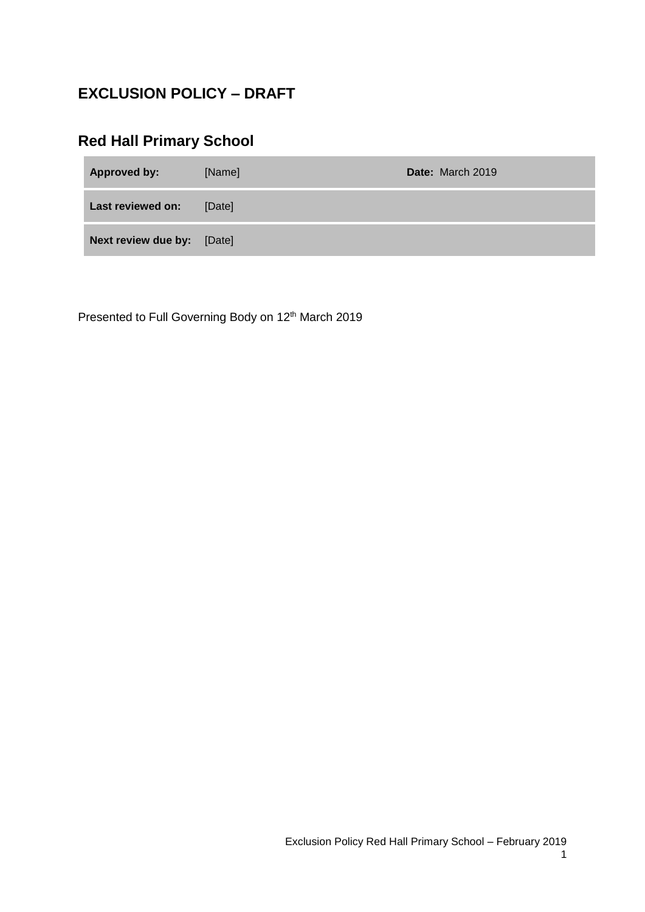# EXCLUSION POLICY – DRAFT

## Red Hall Primary School

| **Approved by:** | [Name] | **Date:** March 2019 |
| --- | --- | --- |
| **Last reviewed on:** | [Date] | |
| **Next review due by:** | [Date] | |

Presented to Full Governing Body on 12th March 2019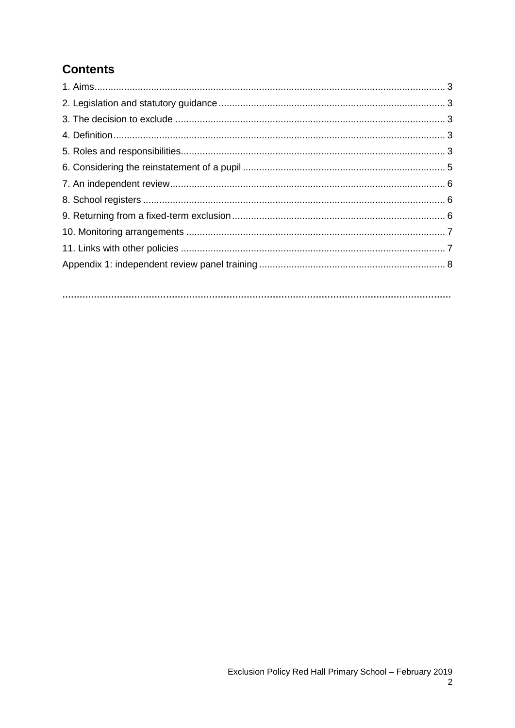## Contents

1. Aims ........................................................................................................................ 3
2. Legislation and statutory guidance ........................................................................ 3
3. The decision to exclude ......................................................................................... 3
4. Definition ............................................................................................................... 3
5. Roles and responsibilities ....................................................................................... 3
6. Considering the reinstatement of a pupil ................................................................ 5
7. An independent review ........................................................................................... 6
8. School registers ...................................................................................................... 6
9. Returning from a fixed-term exclusion .................................................................... 6
10. Monitoring arrangements ...................................................................................... 7
11. Links with other policies ........................................................................................ 7

Appendix 1: independent review panel training ........................................................... 8

**........................................................................................................................................**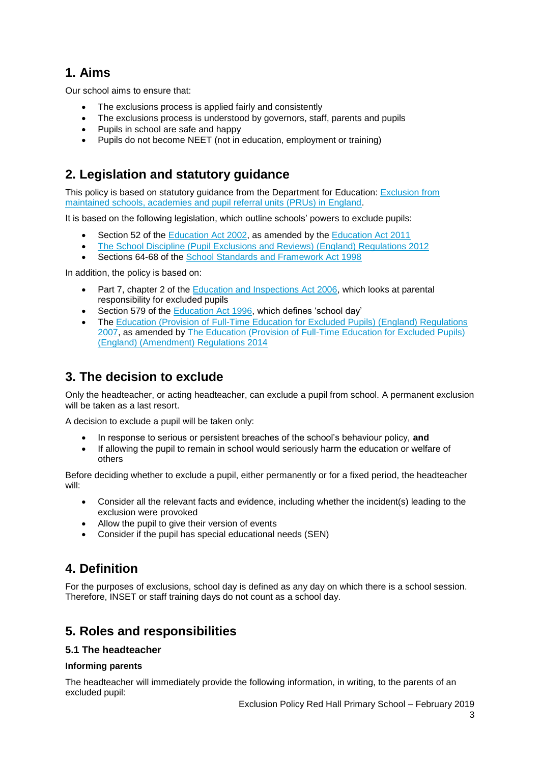## 1. Aims

Our school aims to ensure that:

- The exclusions process is applied fairly and consistently
- The exclusions process is understood by governors, staff, parents and pupils
- Pupils in school are safe and happy
- Pupils do not become NEET (not in education, employment or training)

## 2. Legislation and statutory guidance

This policy is based on statutory guidance from the Department for Education: Exclusion from maintained schools, academies and pupil referral units (PRUs) in England.

It is based on the following legislation, which outline schools' powers to exclude pupils:

- Section 52 of the Education Act 2002, as amended by the Education Act 2011
- The School Discipline (Pupil Exclusions and Reviews) (England) Regulations 2012
- Sections 64-68 of the School Standards and Framework Act 1998

In addition, the policy is based on:

- Part 7, chapter 2 of the Education and Inspections Act 2006, which looks at parental responsibility for excluded pupils
- Section 579 of the Education Act 1996, which defines 'school day'
- The Education (Provision of Full-Time Education for Excluded Pupils) (England) Regulations 2007, as amended by The Education (Provision of Full-Time Education for Excluded Pupils) (England) (Amendment) Regulations 2014

## 3. The decision to exclude

Only the headteacher, or acting headteacher, can exclude a pupil from school. A permanent exclusion will be taken as a last resort.

A decision to exclude a pupil will be taken only:

- In response to serious or persistent breaches of the school's behaviour policy, **and**
- If allowing the pupil to remain in school would seriously harm the education or welfare of others

Before deciding whether to exclude a pupil, either permanently or for a fixed period, the headteacher will:

- Consider all the relevant facts and evidence, including whether the incident(s) leading to the exclusion were provoked
- Allow the pupil to give their version of events
- Consider if the pupil has special educational needs (SEN)

## 4. Definition

For the purposes of exclusions, school day is defined as any day on which there is a school session. Therefore, INSET or staff training days do not count as a school day.

## 5. Roles and responsibilities

### 5.1 The headteacher

**Informing parents**

The headteacher will immediately provide the following information, in writing, to the parents of an excluded pupil: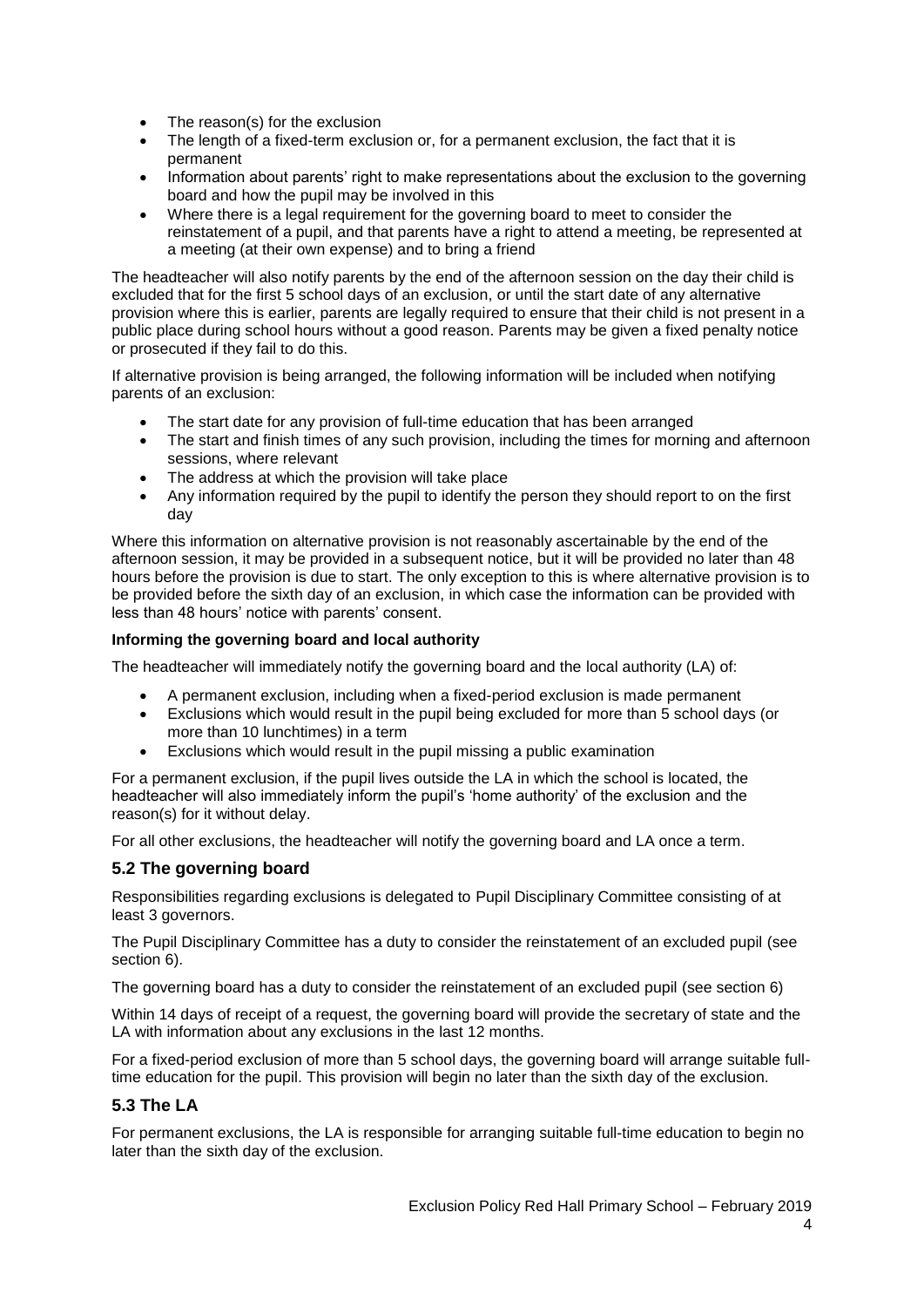- The reason(s) for the exclusion
- The length of a fixed-term exclusion or, for a permanent exclusion, the fact that it is permanent
- Information about parents' right to make representations about the exclusion to the governing board and how the pupil may be involved in this
- Where there is a legal requirement for the governing board to meet to consider the reinstatement of a pupil, and that parents have a right to attend a meeting, be represented at a meeting (at their own expense) and to bring a friend

The headteacher will also notify parents by the end of the afternoon session on the day their child is excluded that for the first 5 school days of an exclusion, or until the start date of any alternative provision where this is earlier, parents are legally required to ensure that their child is not present in a public place during school hours without a good reason. Parents may be given a fixed penalty notice or prosecuted if they fail to do this.

If alternative provision is being arranged, the following information will be included when notifying parents of an exclusion:

- The start date for any provision of full-time education that has been arranged
- The start and finish times of any such provision, including the times for morning and afternoon sessions, where relevant
- The address at which the provision will take place
- Any information required by the pupil to identify the person they should report to on the first day

Where this information on alternative provision is not reasonably ascertainable by the end of the afternoon session, it may be provided in a subsequent notice, but it will be provided no later than 48 hours before the provision is due to start. The only exception to this is where alternative provision is to be provided before the sixth day of an exclusion, in which case the information can be provided with less than 48 hours' notice with parents' consent.

**Informing the governing board and local authority**

The headteacher will immediately notify the governing board and the local authority (LA) of:

- A permanent exclusion, including when a fixed-period exclusion is made permanent
- Exclusions which would result in the pupil being excluded for more than 5 school days (or more than 10 lunchtimes) in a term
- Exclusions which would result in the pupil missing a public examination

For a permanent exclusion, if the pupil lives outside the LA in which the school is located, the headteacher will also immediately inform the pupil's 'home authority' of the exclusion and the reason(s) for it without delay.

For all other exclusions, the headteacher will notify the governing board and LA once a term.

### 5.2 The governing board

Responsibilities regarding exclusions is delegated to Pupil Disciplinary Committee consisting of at least 3 governors.

The Pupil Disciplinary Committee has a duty to consider the reinstatement of an excluded pupil (see section 6).

The governing board has a duty to consider the reinstatement of an excluded pupil (see section 6)

Within 14 days of receipt of a request, the governing board will provide the secretary of state and the LA with information about any exclusions in the last 12 months.

For a fixed-period exclusion of more than 5 school days, the governing board will arrange suitable full-time education for the pupil. This provision will begin no later than the sixth day of the exclusion.

### 5.3 The LA

For permanent exclusions, the LA is responsible for arranging suitable full-time education to begin no later than the sixth day of the exclusion.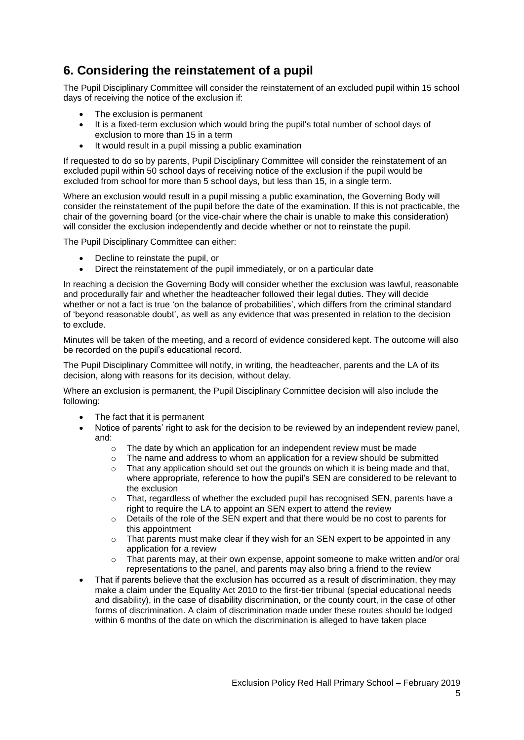## 6. Considering the reinstatement of a pupil

The Pupil Disciplinary Committee will consider the reinstatement of an excluded pupil within 15 school days of receiving the notice of the exclusion if:

- The exclusion is permanent
- It is a fixed-term exclusion which would bring the pupil's total number of school days of exclusion to more than 15 in a term
- It would result in a pupil missing a public examination

If requested to do so by parents, Pupil Disciplinary Committee will consider the reinstatement of an excluded pupil within 50 school days of receiving notice of the exclusion if the pupil would be excluded from school for more than 5 school days, but less than 15, in a single term.

Where an exclusion would result in a pupil missing a public examination, the Governing Body will consider the reinstatement of the pupil before the date of the examination. If this is not practicable, the chair of the governing board (or the vice-chair where the chair is unable to make this consideration) will consider the exclusion independently and decide whether or not to reinstate the pupil.

The Pupil Disciplinary Committee can either:

- Decline to reinstate the pupil, or
- Direct the reinstatement of the pupil immediately, or on a particular date

In reaching a decision the Governing Body will consider whether the exclusion was lawful, reasonable and procedurally fair and whether the headteacher followed their legal duties. They will decide whether or not a fact is true 'on the balance of probabilities', which differs from the criminal standard of 'beyond reasonable doubt', as well as any evidence that was presented in relation to the decision to exclude.

Minutes will be taken of the meeting, and a record of evidence considered kept. The outcome will also be recorded on the pupil's educational record.

The Pupil Disciplinary Committee will notify, in writing, the headteacher, parents and the LA of its decision, along with reasons for its decision, without delay.

Where an exclusion is permanent, the Pupil Disciplinary Committee decision will also include the following:

- The fact that it is permanent
- Notice of parents' right to ask for the decision to be reviewed by an independent review panel, and:
  - The date by which an application for an independent review must be made
  - The name and address to whom an application for a review should be submitted
  - That any application should set out the grounds on which it is being made and that, where appropriate, reference to how the pupil's SEN are considered to be relevant to the exclusion
  - That, regardless of whether the excluded pupil has recognised SEN, parents have a right to require the LA to appoint an SEN expert to attend the review
  - Details of the role of the SEN expert and that there would be no cost to parents for this appointment
  - That parents must make clear if they wish for an SEN expert to be appointed in any application for a review
  - That parents may, at their own expense, appoint someone to make written and/or oral representations to the panel, and parents may also bring a friend to the review
- That if parents believe that the exclusion has occurred as a result of discrimination, they may make a claim under the Equality Act 2010 to the first-tier tribunal (special educational needs and disability), in the case of disability discrimination, or the county court, in the case of other forms of discrimination. A claim of discrimination made under these routes should be lodged within 6 months of the date on which the discrimination is alleged to have taken place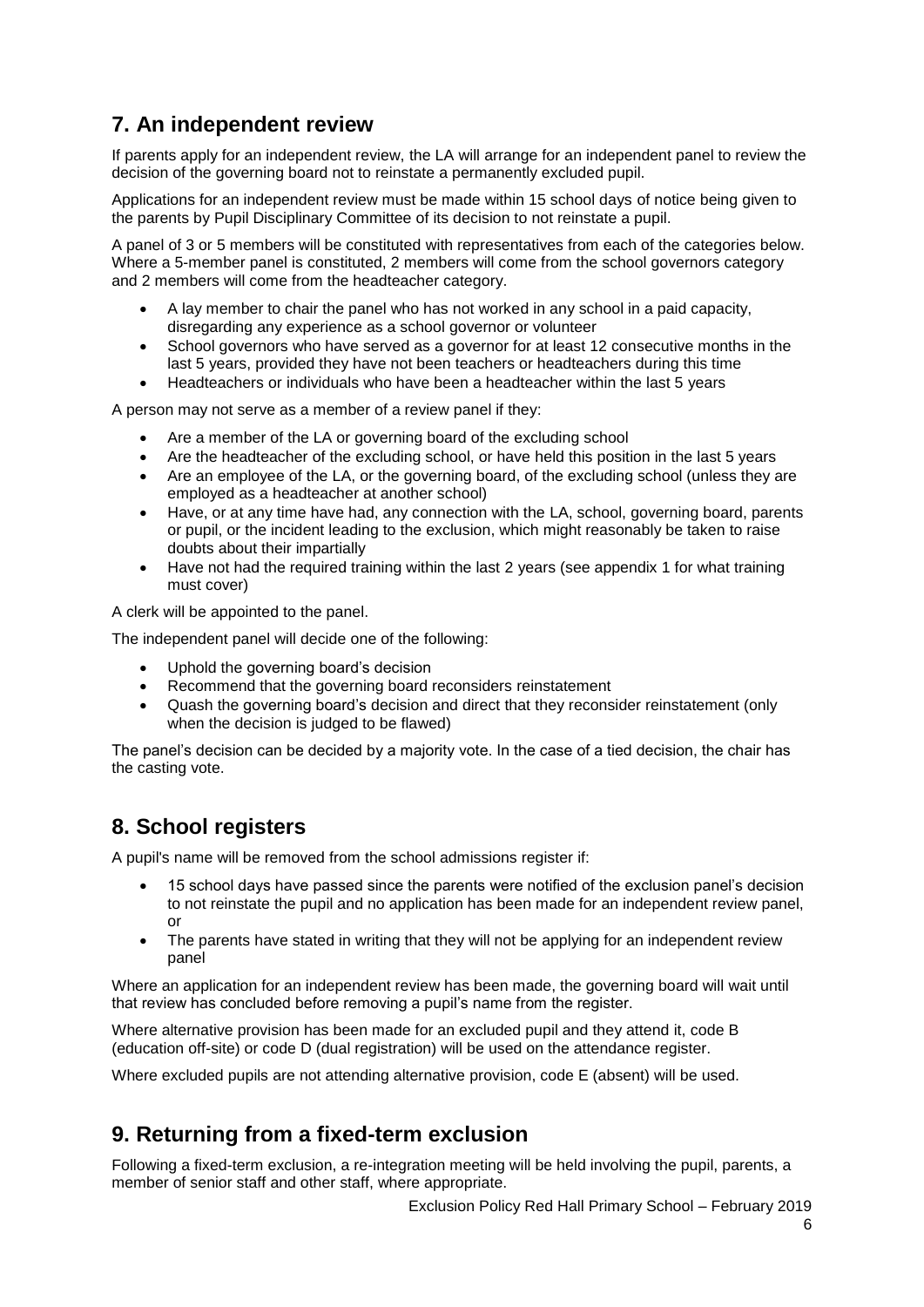## 7. An independent review

If parents apply for an independent review, the LA will arrange for an independent panel to review the decision of the governing board not to reinstate a permanently excluded pupil.

Applications for an independent review must be made within 15 school days of notice being given to the parents by Pupil Disciplinary Committee of its decision to not reinstate a pupil.

A panel of 3 or 5 members will be constituted with representatives from each of the categories below. Where a 5-member panel is constituted, 2 members will come from the school governors category and 2 members will come from the headteacher category.

- A lay member to chair the panel who has not worked in any school in a paid capacity, disregarding any experience as a school governor or volunteer
- School governors who have served as a governor for at least 12 consecutive months in the last 5 years, provided they have not been teachers or headteachers during this time
- Headteachers or individuals who have been a headteacher within the last 5 years

A person may not serve as a member of a review panel if they:

- Are a member of the LA or governing board of the excluding school
- Are the headteacher of the excluding school, or have held this position in the last 5 years
- Are an employee of the LA, or the governing board, of the excluding school (unless they are employed as a headteacher at another school)
- Have, or at any time have had, any connection with the LA, school, governing board, parents or pupil, or the incident leading to the exclusion, which might reasonably be taken to raise doubts about their impartially
- Have not had the required training within the last 2 years (see appendix 1 for what training must cover)

A clerk will be appointed to the panel.

The independent panel will decide one of the following:

- Uphold the governing board's decision
- Recommend that the governing board reconsiders reinstatement
- Quash the governing board's decision and direct that they reconsider reinstatement (only when the decision is judged to be flawed)

The panel's decision can be decided by a majority vote. In the case of a tied decision, the chair has the casting vote.

## 8. School registers

A pupil's name will be removed from the school admissions register if:

- 15 school days have passed since the parents were notified of the exclusion panel's decision to not reinstate the pupil and no application has been made for an independent review panel, or
- The parents have stated in writing that they will not be applying for an independent review panel

Where an application for an independent review has been made, the governing board will wait until that review has concluded before removing a pupil's name from the register.

Where alternative provision has been made for an excluded pupil and they attend it, code B (education off-site) or code D (dual registration) will be used on the attendance register.

Where excluded pupils are not attending alternative provision, code E (absent) will be used.

## 9. Returning from a fixed-term exclusion

Following a fixed-term exclusion, a re-integration meeting will be held involving the pupil, parents, a member of senior staff and other staff, where appropriate.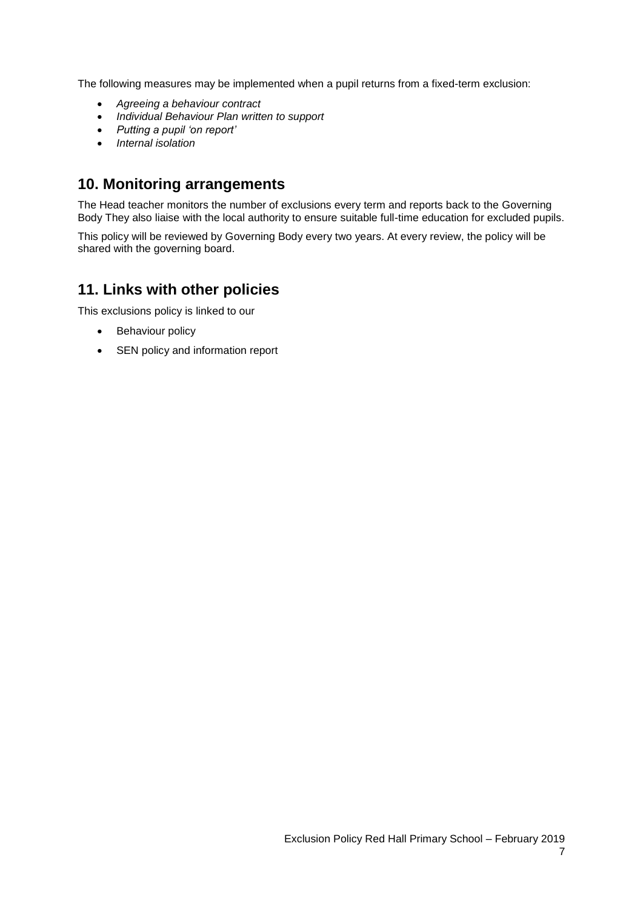The following measures may be implemented when a pupil returns from a fixed-term exclusion:

- *Agreeing a behaviour contract*
- *Individual Behaviour Plan written to support*
- *Putting a pupil 'on report'*
- *Internal isolation*

## 10. Monitoring arrangements

The Head teacher monitors the number of exclusions every term and reports back to the Governing Body They also liaise with the local authority to ensure suitable full-time education for excluded pupils.

This policy will be reviewed by Governing Body every two years. At every review, the policy will be shared with the governing board.

## 11. Links with other policies

This exclusions policy is linked to our

- Behaviour policy
- SEN policy and information report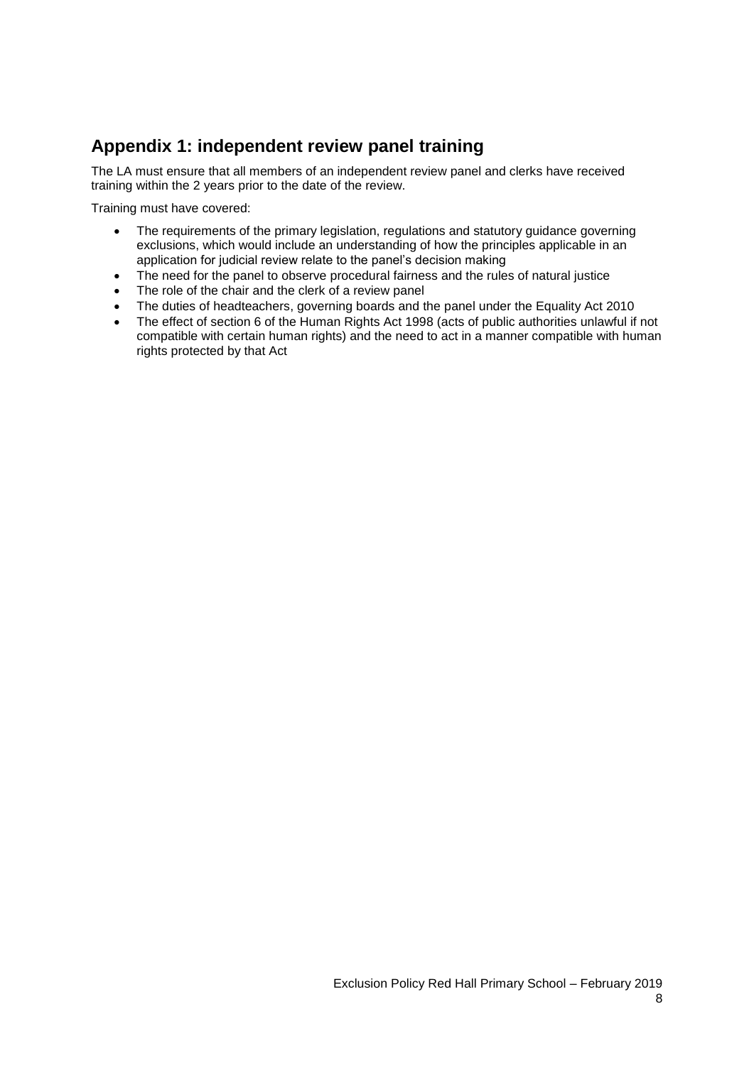## Appendix 1: independent review panel training

The LA must ensure that all members of an independent review panel and clerks have received training within the 2 years prior to the date of the review.

Training must have covered:

- The requirements of the primary legislation, regulations and statutory guidance governing exclusions, which would include an understanding of how the principles applicable in an application for judicial review relate to the panel's decision making
- The need for the panel to observe procedural fairness and the rules of natural justice
- The role of the chair and the clerk of a review panel
- The duties of headteachers, governing boards and the panel under the Equality Act 2010
- The effect of section 6 of the Human Rights Act 1998 (acts of public authorities unlawful if not compatible with certain human rights) and the need to act in a manner compatible with human rights protected by that Act